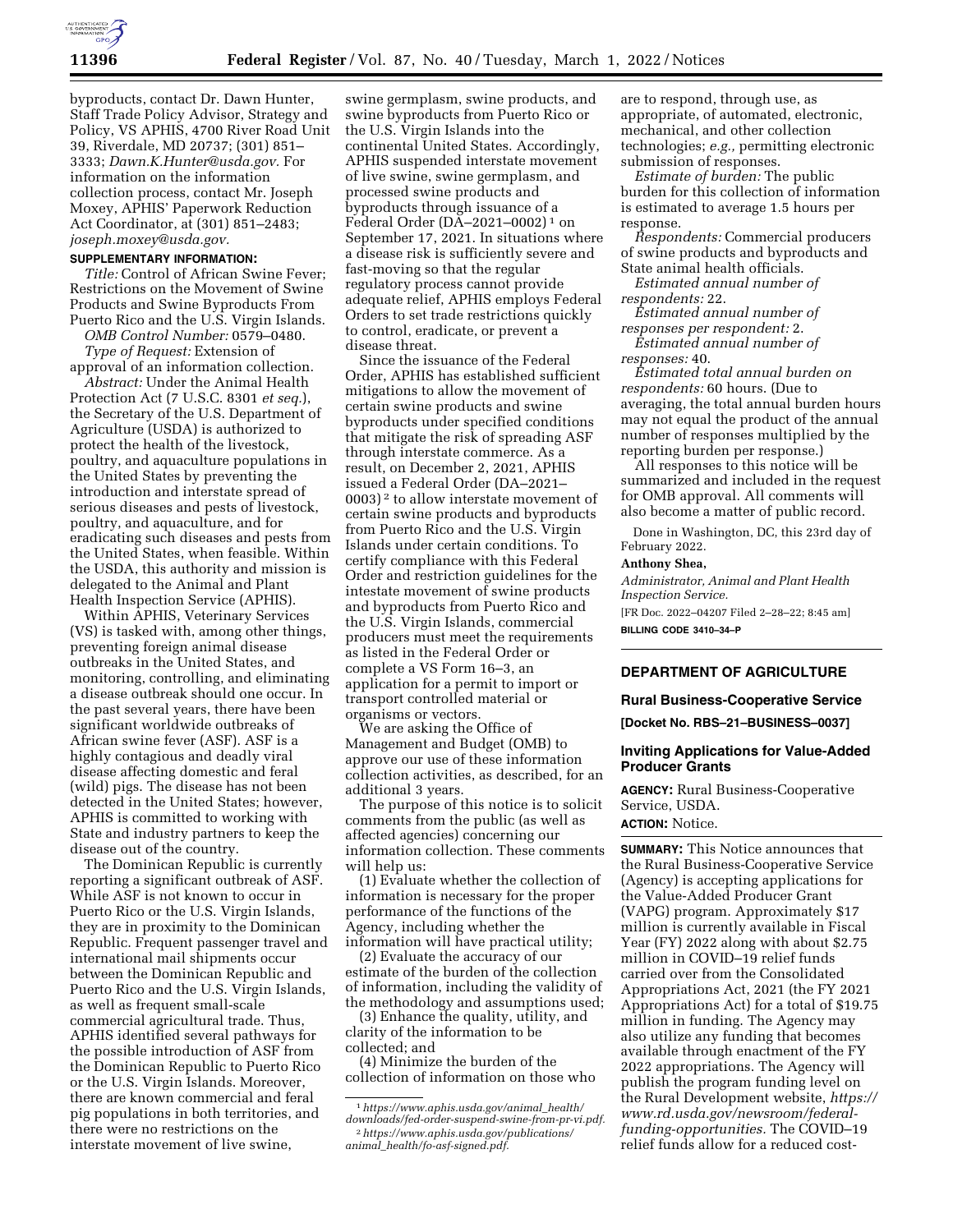byproducts, contact Dr. Dawn Hunter, Staff Trade Policy Advisor, Strategy and Policy, VS APHIS, 4700 River Road Unit 39, Riverdale, MD 20737; (301) 851–3333; *Dawn.K.Hunter@usda.gov.* For information on the information collection process, contact Mr. Joseph Moxey, APHIS' Paperwork Reduction Act Coordinator, at (301) 851–2483; *joseph.moxey@usda.gov.*

**SUPPLEMENTARY INFORMATION:**

*Title:* Control of African Swine Fever; Restrictions on the Movement of Swine Products and Swine Byproducts From Puerto Rico and the U.S. Virgin Islands.

*OMB Control Number:* 0579–0480.

*Type of Request:* Extension of approval of an information collection.

*Abstract:* Under the Animal Health Protection Act (7 U.S.C. 8301 *et seq.*), the Secretary of the U.S. Department of Agriculture (USDA) is authorized to protect the health of the livestock, poultry, and aquaculture populations in the United States by preventing the introduction and interstate spread of serious diseases and pests of livestock, poultry, and aquaculture, and for eradicating such diseases and pests from the United States, when feasible. Within the USDA, this authority and mission is delegated to the Animal and Plant Health Inspection Service (APHIS).

Within APHIS, Veterinary Services (VS) is tasked with, among other things, preventing foreign animal disease outbreaks in the United States, and monitoring, controlling, and eliminating a disease outbreak should one occur. In the past several years, there have been significant worldwide outbreaks of African swine fever (ASF). ASF is a highly contagious and deadly viral disease affecting domestic and feral (wild) pigs. The disease has not been detected in the United States; however, APHIS is committed to working with State and industry partners to keep the disease out of the country.

The Dominican Republic is currently reporting a significant outbreak of ASF. While ASF is not known to occur in Puerto Rico or the U.S. Virgin Islands, they are in proximity to the Dominican Republic. Frequent passenger travel and international mail shipments occur between the Dominican Republic and Puerto Rico and the U.S. Virgin Islands, as well as frequent small-scale commercial agricultural trade. Thus, APHIS identified several pathways for the possible introduction of ASF from the Dominican Republic to Puerto Rico or the U.S. Virgin Islands. Moreover, there are known commercial and feral pig populations in both territories, and there were no restrictions on the interstate movement of live swine, swine germplasm, swine products, and swine byproducts from Puerto Rico or the U.S. Virgin Islands into the continental United States. Accordingly, APHIS suspended interstate movement of live swine, swine germplasm, and processed swine products and byproducts through issuance of a Federal Order (DA–2021–0002) [1] on September 17, 2021. In situations where a disease risk is sufficiently severe and fast-moving so that the regular regulatory process cannot provide adequate relief, APHIS employs Federal Orders to set trade restrictions quickly to control, eradicate, or prevent a disease threat.

Since the issuance of the Federal Order, APHIS has established sufficient mitigations to allow the movement of certain swine products and swine byproducts under specified conditions that mitigate the risk of spreading ASF through interstate commerce. As a result, on December 2, 2021, APHIS issued a Federal Order (DA–2021–0003) [2] to allow interstate movement of certain swine products and byproducts from Puerto Rico and the U.S. Virgin Islands under certain conditions. To certify compliance with this Federal Order and restriction guidelines for the intestate movement of swine products and byproducts from Puerto Rico and the U.S. Virgin Islands, commercial producers must meet the requirements as listed in the Federal Order or complete a VS Form 16–3, an application for a permit to import or transport controlled material or organisms or vectors.

We are asking the Office of Management and Budget (OMB) to approve our use of these information collection activities, as described, for an additional 3 years.

The purpose of this notice is to solicit comments from the public (as well as affected agencies) concerning our information collection. These comments will help us:

(1) Evaluate whether the collection of information is necessary for the proper performance of the functions of the Agency, including whether the information will have practical utility;

(2) Evaluate the accuracy of our estimate of the burden of the collection of information, including the validity of the methodology and assumptions used;

(3) Enhance the quality, utility, and clarity of the information to be collected; and

(4) Minimize the burden of the collection of information on those who are to respond, through use, as appropriate, of automated, electronic, mechanical, and other collection technologies; *e.g.,* permitting electronic submission of responses.

*Estimate of burden:* The public burden for this collection of information is estimated to average 1.5 hours per response.

*Respondents:* Commercial producers of swine products and byproducts and State animal health officials.

*Estimated annual number of respondents:* 22.

*Estimated annual number of responses per respondent:* 2.

*Estimated annual number of responses:* 40.

*Estimated total annual burden on respondents:* 60 hours. (Due to averaging, the total annual burden hours may not equal the product of the annual number of responses multiplied by the reporting burden per response.)

All responses to this notice will be summarized and included in the request for OMB approval. All comments will also become a matter of public record.

Done in Washington, DC, this 23rd day of February 2022.

**Anthony Shea,**

*Administrator, Animal and Plant Health Inspection Service.*

[FR Doc. 2022–04207 Filed 2–28–22; 8:45 am]

**BILLING CODE 3410–34–P**

[1] *https://www.aphis.usda.gov/animal_health/downloads/fed-order-suspend-swine-from-pr-vi.pdf.*

[2] *https://www.aphis.usda.gov/publications/animal_health/fo-asf-signed.pdf.*

## DEPARTMENT OF AGRICULTURE

### Rural Business-Cooperative Service

**[Docket No. RBS–21–BUSINESS–0037]**

### Inviting Applications for Value-Added Producer Grants

**AGENCY:** Rural Business-Cooperative Service, USDA.

**ACTION:** Notice.

**SUMMARY:** This Notice announces that the Rural Business-Cooperative Service (Agency) is accepting applications for the Value-Added Producer Grant (VAPG) program. Approximately $17 million is currently available in Fiscal Year (FY) 2022 along with about $2.75 million in COVID–19 relief funds carried over from the Consolidated Appropriations Act, 2021 (the FY 2021 Appropriations Act) for a total of $19.75 million in funding. The Agency may also utilize any funding that becomes available through enactment of the FY 2022 appropriations. The Agency will publish the program funding level on the Rural Development website, *https://www.rd.usda.gov/newsroom/federal-funding-opportunities.* The COVID–19 relief funds allow for a reduced cost-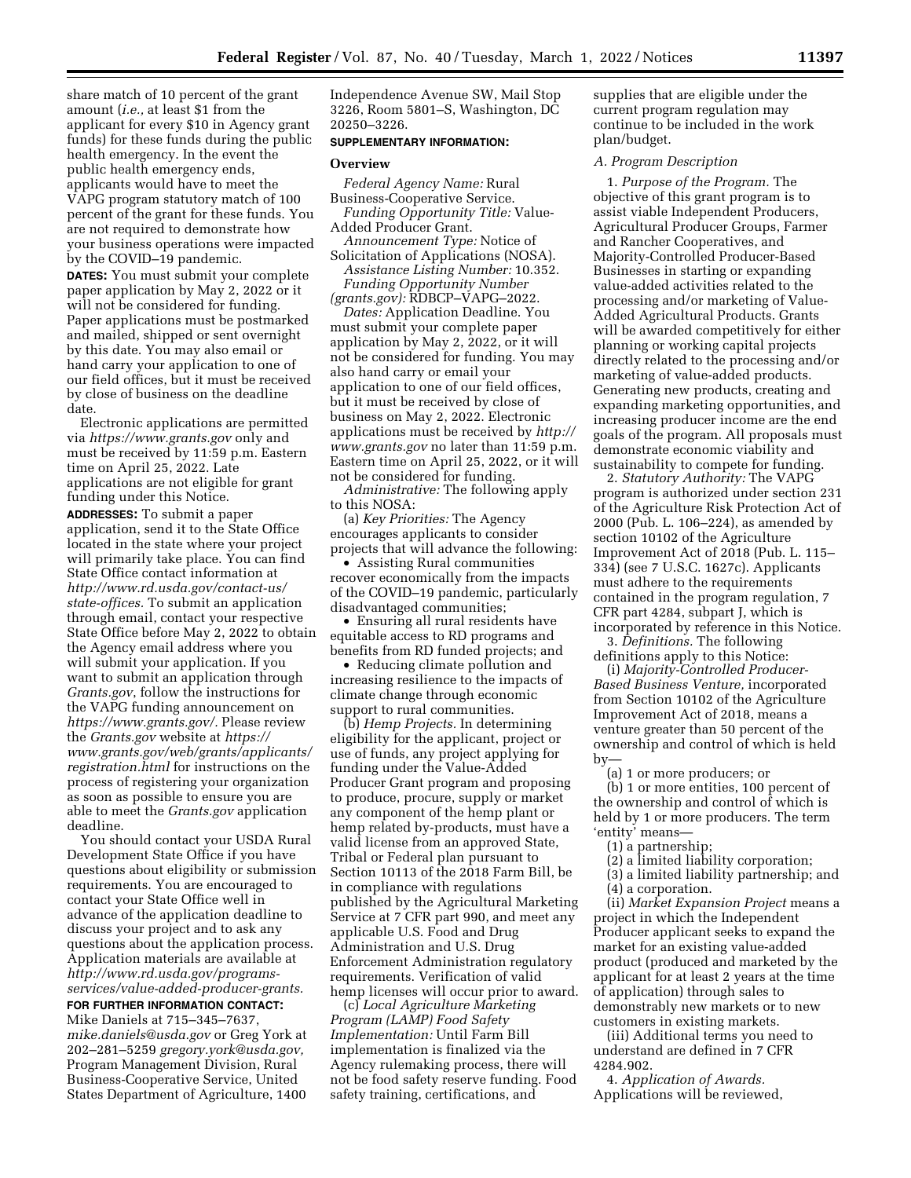share match of 10 percent of the grant amount (*i.e.,* at least $1 from the applicant for every $10 in Agency grant funds) for these funds during the public health emergency. In the event the public health emergency ends, applicants would have to meet the VAPG program statutory match of 100 percent of the grant for these funds. You are not required to demonstrate how your business operations were impacted by the COVID–19 pandemic.

**DATES:** You must submit your complete paper application by May 2, 2022 or it will not be considered for funding. Paper applications must be postmarked and mailed, shipped or sent overnight by this date. You may also email or hand carry your application to one of our field offices, but it must be received by close of business on the deadline date.

Electronic applications are permitted via *https://www.grants.gov* only and must be received by 11:59 p.m. Eastern time on April 25, 2022. Late applications are not eligible for grant funding under this Notice.

**ADDRESSES:** To submit a paper application, send it to the State Office located in the state where your project will primarily take place. You can find State Office contact information at *http://www.rd.usda.gov/contact-us/state-offices.* To submit an application through email, contact your respective State Office before May 2, 2022 to obtain the Agency email address where you will submit your application. If you want to submit an application through *Grants.gov*, follow the instructions for the VAPG funding announcement on *https://www.grants.gov/.* Please review the *Grants.gov* website at *https://www.grants.gov/web/grants/applicants/registration.html* for instructions on the process of registering your organization as soon as possible to ensure you are able to meet the *Grants.gov* application deadline.

You should contact your USDA Rural Development State Office if you have questions about eligibility or submission requirements. You are encouraged to contact your State Office well in advance of the application deadline to discuss your project and to ask any questions about the application process. Application materials are available at *http://www.rd.usda.gov/programs-services/value-added-producer-grants.*

**FOR FURTHER INFORMATION CONTACT:** Mike Daniels at 715–345–7637, *mike.daniels@usda.gov* or Greg York at 202–281–5259 *gregory.york@usda.gov,* Program Management Division, Rural Business-Cooperative Service, United States Department of Agriculture, 1400 Independence Avenue SW, Mail Stop 3226, Room 5801–S, Washington, DC 20250–3226.

**SUPPLEMENTARY INFORMATION:**

**Overview**

*Federal Agency Name:* Rural Business-Cooperative Service.

*Funding Opportunity Title:* Value-Added Producer Grant.

*Announcement Type:* Notice of Solicitation of Applications (NOSA).

*Assistance Listing Number:* 10.352.

*Funding Opportunity Number (grants.gov):* RDBCP–VAPG–2022.

*Dates:* Application Deadline. You must submit your complete paper application by May 2, 2022, or it will not be considered for funding. You may also hand carry or email your application to one of our field offices, but it must be received by close of business on May 2, 2022. Electronic applications must be received by *http://www.grants.gov* no later than 11:59 p.m. Eastern time on April 25, 2022, or it will not be considered for funding.

*Administrative:* The following apply to this NOSA:

(a) *Key Priorities:* The Agency encourages applicants to consider projects that will advance the following:

- Assisting Rural communities recover economically from the impacts of the COVID–19 pandemic, particularly disadvantaged communities;
- Ensuring all rural residents have equitable access to RD programs and benefits from RD funded projects; and
- Reducing climate pollution and increasing resilience to the impacts of climate change through economic support to rural communities.

(b) *Hemp Projects.* In determining eligibility for the applicant, project or use of funds, any project applying for funding under the Value-Added Producer Grant program and proposing to produce, procure, supply or market any component of the hemp plant or hemp related by-products, must have a valid license from an approved State, Tribal or Federal plan pursuant to Section 10113 of the 2018 Farm Bill, be in compliance with regulations published by the Agricultural Marketing Service at 7 CFR part 990, and meet any applicable U.S. Food and Drug Administration and U.S. Drug Enforcement Administration regulatory requirements. Verification of valid hemp licenses will occur prior to award.

(c) *Local Agriculture Marketing Program (LAMP) Food Safety Implementation:* Until Farm Bill implementation is finalized via the Agency rulemaking process, there will not be food safety reserve funding. Food safety training, certifications, and supplies that are eligible under the current program regulation may continue to be included in the work plan/budget.

*A. Program Description*

1. *Purpose of the Program.* The objective of this grant program is to assist viable Independent Producers, Agricultural Producer Groups, Farmer and Rancher Cooperatives, and Majority-Controlled Producer-Based Businesses in starting or expanding value-added activities related to the processing and/or marketing of Value-Added Agricultural Products. Grants will be awarded competitively for either planning or working capital projects directly related to the processing and/or marketing of value-added products. Generating new products, creating and expanding marketing opportunities, and increasing producer income are the end goals of the program. All proposals must demonstrate economic viability and sustainability to compete for funding.

2. *Statutory Authority:* The VAPG program is authorized under section 231 of the Agriculture Risk Protection Act of 2000 (Pub. L. 106–224), as amended by section 10102 of the Agriculture Improvement Act of 2018 (Pub. L. 115–334) (see 7 U.S.C. 1627c). Applicants must adhere to the requirements contained in the program regulation, 7 CFR part 4284, subpart J, which is incorporated by reference in this Notice.

3. *Definitions.* The following definitions apply to this Notice:

(i) *Majority-Controlled Producer-Based Business Venture,* incorporated from Section 10102 of the Agriculture Improvement Act of 2018, means a venture greater than 50 percent of the ownership and control of which is held by—

(a) 1 or more producers; or

(b) 1 or more entities, 100 percent of the ownership and control of which is held by 1 or more producers. The term 'entity' means—

(1) a partnership;

(2) a limited liability corporation;

(3) a limited liability partnership; and

(4) a corporation.

(ii) *Market Expansion Project* means a project in which the Independent Producer applicant seeks to expand the market for an existing value-added product (produced and marketed by the applicant for at least 2 years at the time of application) through sales to demonstrably new markets or to new customers in existing markets.

(iii) Additional terms you need to understand are defined in 7 CFR 4284.902.

4. *Application of Awards.* Applications will be reviewed,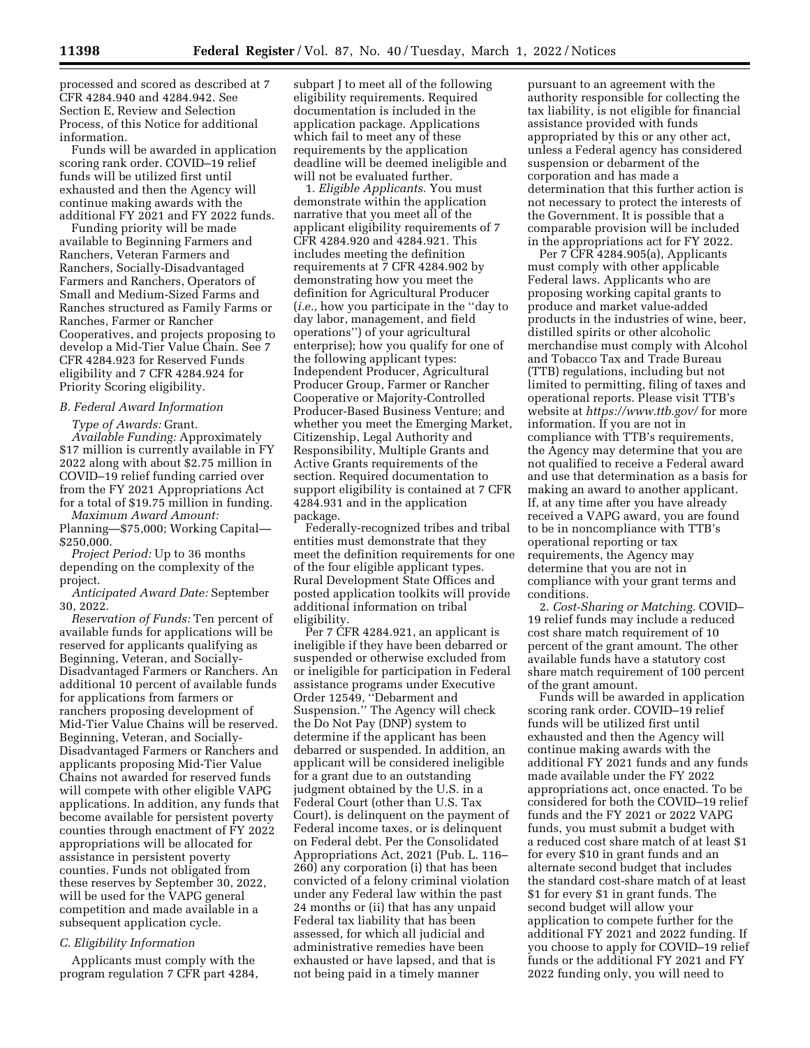processed and scored as described at 7 CFR 4284.940 and 4284.942. See Section E, Review and Selection Process, of this Notice for additional information.

Funds will be awarded in application scoring rank order. COVID–19 relief funds will be utilized first until exhausted and then the Agency will continue making awards with the additional FY 2021 and FY 2022 funds.

Funding priority will be made available to Beginning Farmers and Ranchers, Veteran Farmers and Ranchers, Socially-Disadvantaged Farmers and Ranchers, Operators of Small and Medium-Sized Farms and Ranches structured as Family Farms or Ranches, Farmer or Rancher Cooperatives, and projects proposing to develop a Mid-Tier Value Chain. See 7 CFR 4284.923 for Reserved Funds eligibility and 7 CFR 4284.924 for Priority Scoring eligibility.

### *B. Federal Award Information*

*Type of Awards:* Grant.

*Available Funding:* Approximately $17 million is currently available in FY 2022 along with about $2.75 million in COVID–19 relief funding carried over from the FY 2021 Appropriations Act for a total of $19.75 million in funding.

*Maximum Award Amount:* Planning—$75,000; Working Capital—$250,000.

*Project Period:* Up to 36 months depending on the complexity of the project.

*Anticipated Award Date:* September 30, 2022.

*Reservation of Funds:* Ten percent of available funds for applications will be reserved for applicants qualifying as Beginning, Veteran, and Socially-Disadvantaged Farmers or Ranchers. An additional 10 percent of available funds for applications from farmers or ranchers proposing development of Mid-Tier Value Chains will be reserved. Beginning, Veteran, and Socially-Disadvantaged Farmers or Ranchers and applicants proposing Mid-Tier Value Chains not awarded for reserved funds will compete with other eligible VAPG applications. In addition, any funds that become available for persistent poverty counties through enactment of FY 2022 appropriations will be allocated for assistance in persistent poverty counties. Funds not obligated from these reserves by September 30, 2022, will be used for the VAPG general competition and made available in a subsequent application cycle.

### *C. Eligibility Information*

Applicants must comply with the program regulation 7 CFR part 4284, subpart J to meet all of the following eligibility requirements. Required documentation is included in the application package. Applications which fail to meet any of these requirements by the application deadline will be deemed ineligible and will not be evaluated further.

1. *Eligible Applicants.* You must demonstrate within the application narrative that you meet all of the applicant eligibility requirements of 7 CFR 4284.920 and 4284.921. This includes meeting the definition requirements at 7 CFR 4284.902 by demonstrating how you meet the definition for Agricultural Producer (*i.e.,* how you participate in the ''day to day labor, management, and field operations'') of your agricultural enterprise); how you qualify for one of the following applicant types: Independent Producer, Agricultural Producer Group, Farmer or Rancher Cooperative or Majority-Controlled Producer-Based Business Venture; and whether you meet the Emerging Market, Citizenship, Legal Authority and Responsibility, Multiple Grants and Active Grants requirements of the section. Required documentation to support eligibility is contained at 7 CFR 4284.931 and in the application package.

Federally-recognized tribes and tribal entities must demonstrate that they meet the definition requirements for one of the four eligible applicant types. Rural Development State Offices and posted application toolkits will provide additional information on tribal eligibility.

Per 7 CFR 4284.921, an applicant is ineligible if they have been debarred or suspended or otherwise excluded from or ineligible for participation in Federal assistance programs under Executive Order 12549, ''Debarment and Suspension.'' The Agency will check the Do Not Pay (DNP) system to determine if the applicant has been debarred or suspended. In addition, an applicant will be considered ineligible for a grant due to an outstanding judgment obtained by the U.S. in a Federal Court (other than U.S. Tax Court), is delinquent on the payment of Federal income taxes, or is delinquent on Federal debt. Per the Consolidated Appropriations Act, 2021 (Pub. L. 116–260) any corporation (i) that has been convicted of a felony criminal violation under any Federal law within the past 24 months or (ii) that has any unpaid Federal tax liability that has been assessed, for which all judicial and administrative remedies have been exhausted or have lapsed, and that is not being paid in a timely manner pursuant to an agreement with the authority responsible for collecting the tax liability, is not eligible for financial assistance provided with funds appropriated by this or any other act, unless a Federal agency has considered suspension or debarment of the corporation and has made a determination that this further action is not necessary to protect the interests of the Government. It is possible that a comparable provision will be included in the appropriations act for FY 2022.

Per 7 CFR 4284.905(a), Applicants must comply with other applicable Federal laws. Applicants who are proposing working capital grants to produce and market value-added products in the industries of wine, beer, distilled spirits or other alcoholic merchandise must comply with Alcohol and Tobacco Tax and Trade Bureau (TTB) regulations, including but not limited to permitting, filing of taxes and operational reports. Please visit TTB's website at *https://www.ttb.gov/* for more information. If you are not in compliance with TTB's requirements, the Agency may determine that you are not qualified to receive a Federal award and use that determination as a basis for making an award to another applicant. If, at any time after you have already received a VAPG award, you are found to be in noncompliance with TTB's operational reporting or tax requirements, the Agency may determine that you are not in compliance with your grant terms and conditions.

2. *Cost-Sharing or Matching.* COVID–19 relief funds may include a reduced cost share match requirement of 10 percent of the grant amount. The other available funds have a statutory cost share match requirement of 100 percent of the grant amount.

Funds will be awarded in application scoring rank order. COVID–19 relief funds will be utilized first until exhausted and then the Agency will continue making awards with the additional FY 2021 funds and any funds made available under the FY 2022 appropriations act, once enacted. To be considered for both the COVID–19 relief funds and the FY 2021 or 2022 VAPG funds, you must submit a budget with a reduced cost share match of at least $1 for every $10 in grant funds and an alternate second budget that includes the standard cost-share match of at least $1 for every $1 in grant funds. The second budget will allow your application to compete further for the additional FY 2021 and 2022 funding. If you choose to apply for COVID–19 relief funds or the additional FY 2021 and FY 2022 funding only, you will need to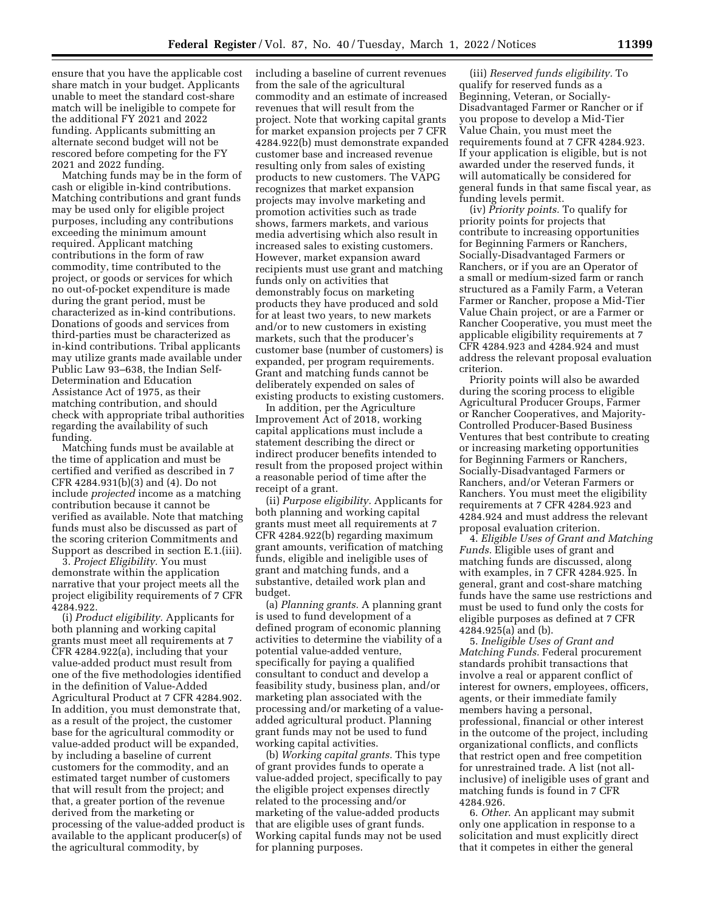ensure that you have the applicable cost share match in your budget. Applicants unable to meet the standard cost-share match will be ineligible to compete for the additional FY 2021 and 2022 funding. Applicants submitting an alternate second budget will not be rescored before competing for the FY 2021 and 2022 funding.

Matching funds may be in the form of cash or eligible in-kind contributions. Matching contributions and grant funds may be used only for eligible project purposes, including any contributions exceeding the minimum amount required. Applicant matching contributions in the form of raw commodity, time contributed to the project, or goods or services for which no out-of-pocket expenditure is made during the grant period, must be characterized as in-kind contributions. Donations of goods and services from third-parties must be characterized as in-kind contributions. Tribal applicants may utilize grants made available under Public Law 93–638, the Indian Self-Determination and Education Assistance Act of 1975, as their matching contribution, and should check with appropriate tribal authorities regarding the availability of such funding.

Matching funds must be available at the time of application and must be certified and verified as described in 7 CFR 4284.931(b)(3) and (4). Do not include *projected* income as a matching contribution because it cannot be verified as available. Note that matching funds must also be discussed as part of the scoring criterion Commitments and Support as described in section E.1.(iii).

3. *Project Eligibility.* You must demonstrate within the application narrative that your project meets all the project eligibility requirements of 7 CFR 4284.922.

(i) *Product eligibility.* Applicants for both planning and working capital grants must meet all requirements at 7 CFR 4284.922(a), including that your value-added product must result from one of the five methodologies identified in the definition of Value-Added Agricultural Product at 7 CFR 4284.902. In addition, you must demonstrate that, as a result of the project, the customer base for the agricultural commodity or value-added product will be expanded, by including a baseline of current customers for the commodity, and an estimated target number of customers that will result from the project; and that, a greater portion of the revenue derived from the marketing or processing of the value-added product is available to the applicant producer(s) of the agricultural commodity, by including a baseline of current revenues from the sale of the agricultural commodity and an estimate of increased revenues that will result from the project. Note that working capital grants for market expansion projects per 7 CFR 4284.922(b) must demonstrate expanded customer base and increased revenue resulting only from sales of existing products to new customers. The VAPG recognizes that market expansion projects may involve marketing and promotion activities such as trade shows, farmers markets, and various media advertising which also result in increased sales to existing customers. However, market expansion award recipients must use grant and matching funds only on activities that demonstrably focus on marketing products they have produced and sold for at least two years, to new markets and/or to new customers in existing markets, such that the producer's customer base (number of customers) is expanded, per program requirements. Grant and matching funds cannot be deliberately expended on sales of existing products to existing customers.

In addition, per the Agriculture Improvement Act of 2018, working capital applications must include a statement describing the direct or indirect producer benefits intended to result from the proposed project within a reasonable period of time after the receipt of a grant.

(ii) *Purpose eligibility.* Applicants for both planning and working capital grants must meet all requirements at 7 CFR 4284.922(b) regarding maximum grant amounts, verification of matching funds, eligible and ineligible uses of grant and matching funds, and a substantive, detailed work plan and budget.

(a) *Planning grants.* A planning grant is used to fund development of a defined program of economic planning activities to determine the viability of a potential value-added venture, specifically for paying a qualified consultant to conduct and develop a feasibility study, business plan, and/or marketing plan associated with the processing and/or marketing of a value-added agricultural product. Planning grant funds may not be used to fund working capital activities.

(b) *Working capital grants.* This type of grant provides funds to operate a value-added project, specifically to pay the eligible project expenses directly related to the processing and/or marketing of the value-added products that are eligible uses of grant funds. Working capital funds may not be used for planning purposes.

(iii) *Reserved funds eligibility.* To qualify for reserved funds as a Beginning, Veteran, or Socially-Disadvantaged Farmer or Rancher or if you propose to develop a Mid-Tier Value Chain, you must meet the requirements found at 7 CFR 4284.923. If your application is eligible, but is not awarded under the reserved funds, it will automatically be considered for general funds in that same fiscal year, as funding levels permit.

(iv) *Priority points.* To qualify for priority points for projects that contribute to increasing opportunities for Beginning Farmers or Ranchers, Socially-Disadvantaged Farmers or Ranchers, or if you are an Operator of a small or medium-sized farm or ranch structured as a Family Farm, a Veteran Farmer or Rancher, propose a Mid-Tier Value Chain project, or are a Farmer or Rancher Cooperative, you must meet the applicable eligibility requirements at 7 CFR 4284.923 and 4284.924 and must address the relevant proposal evaluation criterion.

Priority points will also be awarded during the scoring process to eligible Agricultural Producer Groups, Farmer or Rancher Cooperatives, and Majority-Controlled Producer-Based Business Ventures that best contribute to creating or increasing marketing opportunities for Beginning Farmers or Ranchers, Socially-Disadvantaged Farmers or Ranchers, and/or Veteran Farmers or Ranchers. You must meet the eligibility requirements at 7 CFR 4284.923 and 4284.924 and must address the relevant proposal evaluation criterion.

4. *Eligible Uses of Grant and Matching Funds.* Eligible uses of grant and matching funds are discussed, along with examples, in 7 CFR 4284.925. In general, grant and cost-share matching funds have the same use restrictions and must be used to fund only the costs for eligible purposes as defined at 7 CFR 4284.925(a) and (b).

5. *Ineligible Uses of Grant and Matching Funds.* Federal procurement standards prohibit transactions that involve a real or apparent conflict of interest for owners, employees, officers, agents, or their immediate family members having a personal, professional, financial or other interest in the outcome of the project, including organizational conflicts, and conflicts that restrict open and free competition for unrestrained trade. A list (not all-inclusive) of ineligible uses of grant and matching funds is found in 7 CFR 4284.926.

6. *Other.* An applicant may submit only one application in response to a solicitation and must explicitly direct that it competes in either the general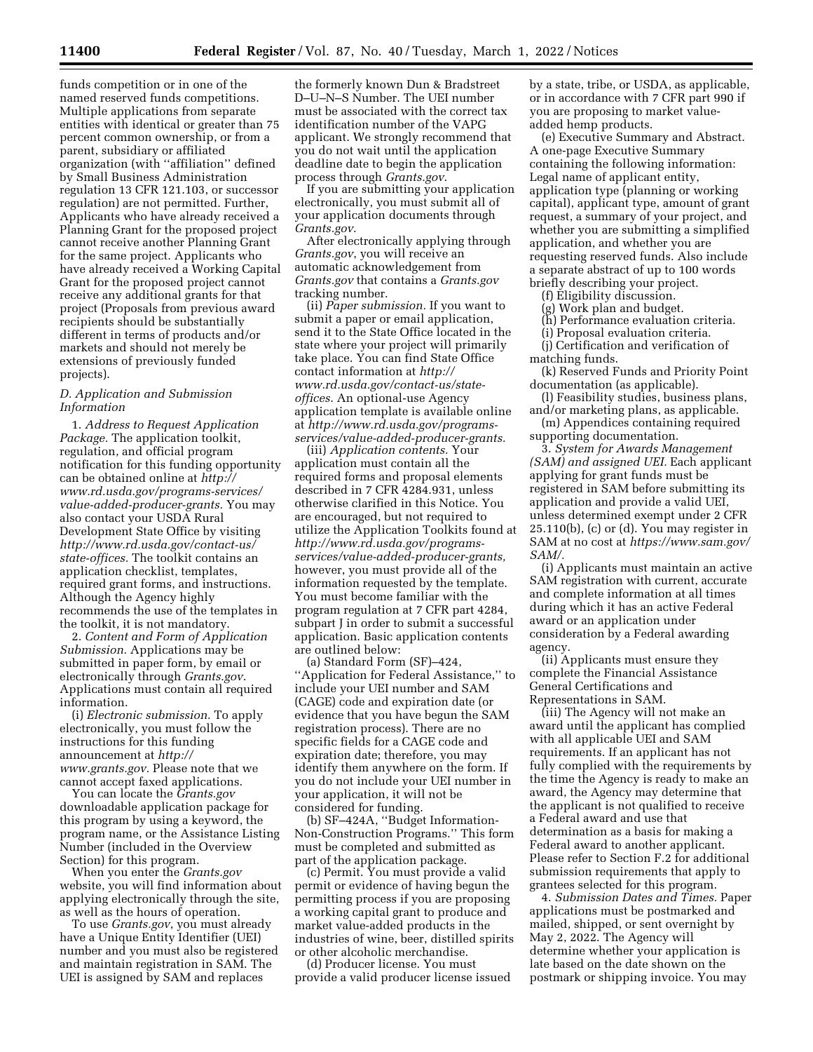funds competition or in one of the named reserved funds competitions. Multiple applications from separate entities with identical or greater than 75 percent common ownership, or from a parent, subsidiary or affiliated organization (with ''affiliation'' defined by Small Business Administration regulation 13 CFR 121.103, or successor regulation) are not permitted. Further, Applicants who have already received a Planning Grant for the proposed project cannot receive another Planning Grant for the same project. Applicants who have already received a Working Capital Grant for the proposed project cannot receive any additional grants for that project (Proposals from previous award recipients should be substantially different in terms of products and/or markets and should not merely be extensions of previously funded projects).

### D. Application and Submission Information

1. *Address to Request Application Package.* The application toolkit, regulation, and official program notification for this funding opportunity can be obtained online at *http://www.rd.usda.gov/programs-services/value-added-producer-grants.* You may also contact your USDA Rural Development State Office by visiting *http://www.rd.usda.gov/contact-us/state-offices.* The toolkit contains an application checklist, templates, required grant forms, and instructions. Although the Agency highly recommends the use of the templates in the toolkit, it is not mandatory.

2. *Content and Form of Application Submission.* Applications may be submitted in paper form, by email or electronically through *Grants.gov*. Applications must contain all required information.

(i) *Electronic submission.* To apply electronically, you must follow the instructions for this funding announcement at *http://www.grants.gov*. Please note that we cannot accept faxed applications.

You can locate the *Grants.gov* downloadable application package for this program by using a keyword, the program name, or the Assistance Listing Number (included in the Overview Section) for this program.

When you enter the *Grants.gov* website, you will find information about applying electronically through the site, as well as the hours of operation.

To use *Grants.gov*, you must already have a Unique Entity Identifier (UEI) number and you must also be registered and maintain registration in SAM. The UEI is assigned by SAM and replaces the formerly known Dun & Bradstreet D–U–N–S Number. The UEI number must be associated with the correct tax identification number of the VAPG applicant. We strongly recommend that you do not wait until the application deadline date to begin the application process through *Grants.gov*.

If you are submitting your application electronically, you must submit all of your application documents through *Grants.gov*.

After electronically applying through *Grants.gov*, you will receive an automatic acknowledgement from *Grants.gov* that contains a *Grants.gov* tracking number.

(ii) *Paper submission.* If you want to submit a paper or email application, send it to the State Office located in the state where your project will primarily take place. You can find State Office contact information at *http://www.rd.usda.gov/contact-us/state-offices.* An optional-use Agency application template is available online at *http://www.rd.usda.gov/programs-services/value-added-producer-grants.*

(iii) *Application contents.* Your application must contain all the required forms and proposal elements described in 7 CFR 4284.931, unless otherwise clarified in this Notice. You are encouraged, but not required to utilize the Application Toolkits found at *http://www.rd.usda.gov/programs-services/value-added-producer-grants,* however, you must provide all of the information requested by the template. You must become familiar with the program regulation at 7 CFR part 4284, subpart J in order to submit a successful application. Basic application contents are outlined below:

(a) Standard Form (SF)–424, ''Application for Federal Assistance,'' to include your UEI number and SAM (CAGE) code and expiration date (or evidence that you have begun the SAM registration process). There are no specific fields for a CAGE code and expiration date; therefore, you may identify them anywhere on the form. If you do not include your UEI number in your application, it will not be considered for funding.

(b) SF–424A, ''Budget Information-Non-Construction Programs.'' This form must be completed and submitted as part of the application package.

(c) Permit. You must provide a valid permit or evidence of having begun the permitting process if you are proposing a working capital grant to produce and market value-added products in the industries of wine, beer, distilled spirits or other alcoholic merchandise.

(d) Producer license. You must provide a valid producer license issued by a state, tribe, or USDA, as applicable, or in accordance with 7 CFR part 990 if you are proposing to market value-added hemp products.

(e) Executive Summary and Abstract. A one-page Executive Summary containing the following information: Legal name of applicant entity, application type (planning or working capital), applicant type, amount of grant request, a summary of your project, and whether you are submitting a simplified application, and whether you are requesting reserved funds. Also include a separate abstract of up to 100 words briefly describing your project.

(f) Eligibility discussion.

(g) Work plan and budget.

(h) Performance evaluation criteria.

(i) Proposal evaluation criteria.

(j) Certification and verification of matching funds.

(k) Reserved Funds and Priority Point documentation (as applicable).

(l) Feasibility studies, business plans, and/or marketing plans, as applicable.

(m) Appendices containing required supporting documentation.

3. *System for Awards Management (SAM) and assigned UEI.* Each applicant applying for grant funds must be registered in SAM before submitting its application and provide a valid UEI, unless determined exempt under 2 CFR 25.110(b), (c) or (d). You may register in SAM at no cost at *https://www.sam.gov/SAM/*.

(i) Applicants must maintain an active SAM registration with current, accurate and complete information at all times during which it has an active Federal award or an application under consideration by a Federal awarding agency.

(ii) Applicants must ensure they complete the Financial Assistance General Certifications and Representations in SAM.

(iii) The Agency will not make an award until the applicant has complied with all applicable UEI and SAM requirements. If an applicant has not fully complied with the requirements by the time the Agency is ready to make an award, the Agency may determine that the applicant is not qualified to receive a Federal award and use that determination as a basis for making a Federal award to another applicant. Please refer to Section F.2 for additional submission requirements that apply to grantees selected for this program.

4. *Submission Dates and Times.* Paper applications must be postmarked and mailed, shipped, or sent overnight by May 2, 2022. The Agency will determine whether your application is late based on the date shown on the postmark or shipping invoice. You may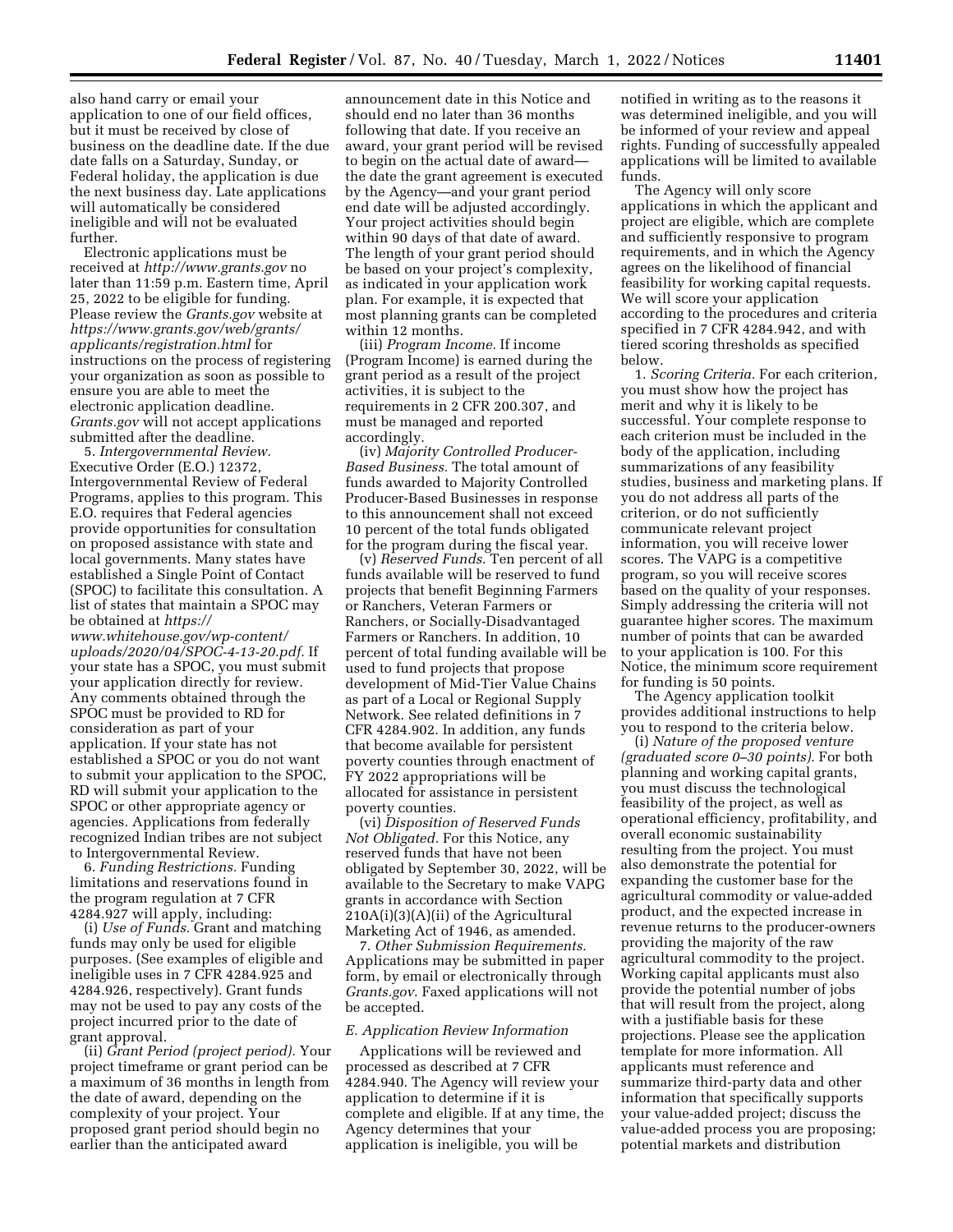also hand carry or email your application to one of our field offices, but it must be received by close of business on the deadline date. If the due date falls on a Saturday, Sunday, or Federal holiday, the application is due the next business day. Late applications will automatically be considered ineligible and will not be evaluated further.

Electronic applications must be received at *http://www.grants.gov* no later than 11:59 p.m. Eastern time, April 25, 2022 to be eligible for funding. Please review the *Grants.gov* website at *https://www.grants.gov/web/grants/applicants/registration.html* for instructions on the process of registering your organization as soon as possible to ensure you are able to meet the electronic application deadline. *Grants.gov* will not accept applications submitted after the deadline.

5. *Intergovernmental Review.* Executive Order (E.O.) 12372, Intergovernmental Review of Federal Programs, applies to this program. This E.O. requires that Federal agencies provide opportunities for consultation on proposed assistance with state and local governments. Many states have established a Single Point of Contact (SPOC) to facilitate this consultation. A list of states that maintain a SPOC may be obtained at *https://www.whitehouse.gov/wp-content/uploads/2020/04/SPOC-4-13-20.pdf.* If your state has a SPOC, you must submit your application directly for review. Any comments obtained through the SPOC must be provided to RD for consideration as part of your application. If your state has not established a SPOC or you do not want to submit your application to the SPOC, RD will submit your application to the SPOC or other appropriate agency or agencies. Applications from federally recognized Indian tribes are not subject to Intergovernmental Review.

6. *Funding Restrictions.* Funding limitations and reservations found in the program regulation at 7 CFR 4284.927 will apply, including:

(i) *Use of Funds.* Grant and matching funds may only be used for eligible purposes. (See examples of eligible and ineligible uses in 7 CFR 4284.925 and 4284.926, respectively). Grant funds may not be used to pay any costs of the project incurred prior to the date of grant approval.

(ii) *Grant Period (project period).* Your project timeframe or grant period can be a maximum of 36 months in length from the date of award, depending on the complexity of your project. Your proposed grant period should begin no earlier than the anticipated award announcement date in this Notice and should end no later than 36 months following that date. If you receive an award, your grant period will be revised to begin on the actual date of award—the date the grant agreement is executed by the Agency—and your grant period end date will be adjusted accordingly. Your project activities should begin within 90 days of that date of award. The length of your grant period should be based on your project's complexity, as indicated in your application work plan. For example, it is expected that most planning grants can be completed within 12 months.

(iii) *Program Income.* If income (Program Income) is earned during the grant period as a result of the project activities, it is subject to the requirements in 2 CFR 200.307, and must be managed and reported accordingly.

(iv) *Majority Controlled Producer-Based Business.* The total amount of funds awarded to Majority Controlled Producer-Based Businesses in response to this announcement shall not exceed 10 percent of the total funds obligated for the program during the fiscal year.

(v) *Reserved Funds.* Ten percent of all funds available will be reserved to fund projects that benefit Beginning Farmers or Ranchers, Veteran Farmers or Ranchers, or Socially-Disadvantaged Farmers or Ranchers. In addition, 10 percent of total funding available will be used to fund projects that propose development of Mid-Tier Value Chains as part of a Local or Regional Supply Network. See related definitions in 7 CFR 4284.902. In addition, any funds that become available for persistent poverty counties through enactment of FY 2022 appropriations will be allocated for assistance in persistent poverty counties.

(vi) *Disposition of Reserved Funds Not Obligated.* For this Notice, any reserved funds that have not been obligated by September 30, 2022, will be available to the Secretary to make VAPG grants in accordance with Section 210A(i)(3)(A)(ii) of the Agricultural Marketing Act of 1946, as amended.

7. *Other Submission Requirements.* Applications may be submitted in paper form, by email or electronically through *Grants.gov.* Faxed applications will not be accepted.

### *E. Application Review Information*

Applications will be reviewed and processed as described at 7 CFR 4284.940. The Agency will review your application to determine if it is complete and eligible. If at any time, the Agency determines that your application is ineligible, you will be notified in writing as to the reasons it was determined ineligible, and you will be informed of your review and appeal rights. Funding of successfully appealed applications will be limited to available funds.

The Agency will only score applications in which the applicant and project are eligible, which are complete and sufficiently responsive to program requirements, and in which the Agency agrees on the likelihood of financial feasibility for working capital requests. We will score your application according to the procedures and criteria specified in 7 CFR 4284.942, and with tiered scoring thresholds as specified below.

1. *Scoring Criteria.* For each criterion, you must show how the project has merit and why it is likely to be successful. Your complete response to each criterion must be included in the body of the application, including summarizations of any feasibility studies, business and marketing plans. If you do not address all parts of the criterion, or do not sufficiently communicate relevant project information, you will receive lower scores. The VAPG is a competitive program, so you will receive scores based on the quality of your responses. Simply addressing the criteria will not guarantee higher scores. The maximum number of points that can be awarded to your application is 100. For this Notice, the minimum score requirement for funding is 50 points.

The Agency application toolkit provides additional instructions to help you to respond to the criteria below.

(i) *Nature of the proposed venture (graduated score 0–30 points).* For both planning and working capital grants, you must discuss the technological feasibility of the project, as well as operational efficiency, profitability, and overall economic sustainability resulting from the project. You must also demonstrate the potential for expanding the customer base for the agricultural commodity or value-added product, and the expected increase in revenue returns to the producer-owners providing the majority of the raw agricultural commodity to the project. Working capital applicants must also provide the potential number of jobs that will result from the project, along with a justifiable basis for these projections. Please see the application template for more information. All applicants must reference and summarize third-party data and other information that specifically supports your value-added project; discuss the value-added process you are proposing; potential markets and distribution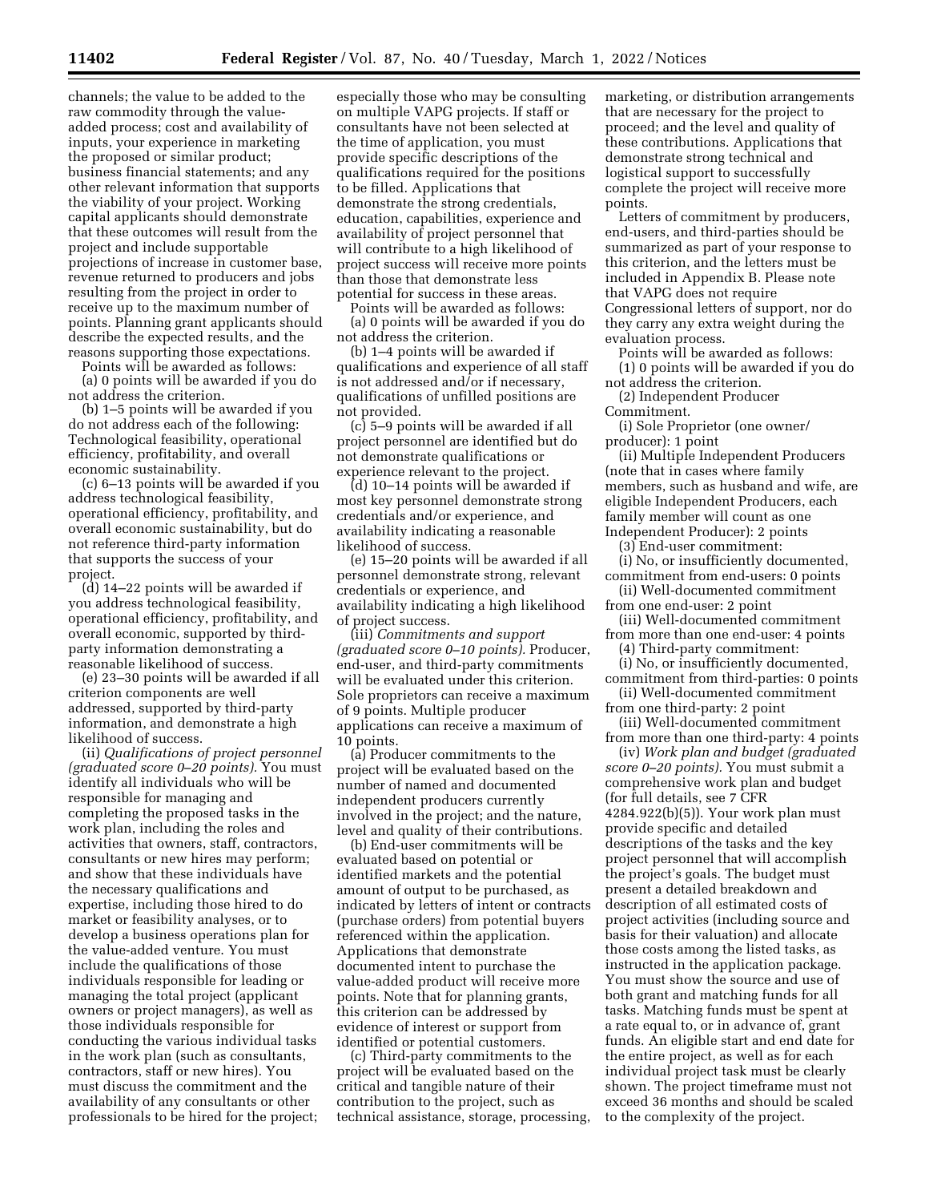channels; the value to be added to the raw commodity through the value-added process; cost and availability of inputs, your experience in marketing the proposed or similar product; business financial statements; and any other relevant information that supports the viability of your project. Working capital applicants should demonstrate that these outcomes will result from the project and include supportable projections of increase in customer base, revenue returned to producers and jobs resulting from the project in order to receive up to the maximum number of points. Planning grant applicants should describe the expected results, and the reasons supporting those expectations.

Points will be awarded as follows:

(a) 0 points will be awarded if you do not address the criterion.

(b) 1–5 points will be awarded if you do not address each of the following: Technological feasibility, operational efficiency, profitability, and overall economic sustainability.

(c) 6–13 points will be awarded if you address technological feasibility, operational efficiency, profitability, and overall economic sustainability, but do not reference third-party information that supports the success of your project.

(d) 14–22 points will be awarded if you address technological feasibility, operational efficiency, profitability, and overall economic, supported by third-party information demonstrating a reasonable likelihood of success.

(e) 23–30 points will be awarded if all criterion components are well addressed, supported by third-party information, and demonstrate a high likelihood of success.

(ii) *Qualifications of project personnel (graduated score 0–20 points).* You must identify all individuals who will be responsible for managing and completing the proposed tasks in the work plan, including the roles and activities that owners, staff, contractors, consultants or new hires may perform; and show that these individuals have the necessary qualifications and expertise, including those hired to do market or feasibility analyses, or to develop a business operations plan for the value-added venture. You must include the qualifications of those individuals responsible for leading or managing the total project (applicant owners or project managers), as well as those individuals responsible for conducting the various individual tasks in the work plan (such as consultants, contractors, staff or new hires). You must discuss the commitment and the availability of any consultants or other professionals to be hired for the project; especially those who may be consulting on multiple VAPG projects. If staff or consultants have not been selected at the time of application, you must provide specific descriptions of the qualifications required for the positions to be filled. Applications that demonstrate the strong credentials, education, capabilities, experience and availability of project personnel that will contribute to a high likelihood of project success will receive more points than those that demonstrate less potential for success in these areas.

Points will be awarded as follows:

(a) 0 points will be awarded if you do not address the criterion.

(b) 1–4 points will be awarded if qualifications and experience of all staff is not addressed and/or if necessary, qualifications of unfilled positions are not provided.

(c) 5–9 points will be awarded if all project personnel are identified but do not demonstrate qualifications or experience relevant to the project.

(d) 10–14 points will be awarded if most key personnel demonstrate strong credentials and/or experience, and availability indicating a reasonable likelihood of success.

(e) 15–20 points will be awarded if all personnel demonstrate strong, relevant credentials or experience, and availability indicating a high likelihood of project success.

(iii) *Commitments and support (graduated score 0–10 points).* Producer, end-user, and third-party commitments will be evaluated under this criterion. Sole proprietors can receive a maximum of 9 points. Multiple producer applications can receive a maximum of 10 points.

(a) Producer commitments to the project will be evaluated based on the number of named and documented independent producers currently involved in the project; and the nature, level and quality of their contributions.

(b) End-user commitments will be evaluated based on potential or identified markets and the potential amount of output to be purchased, as indicated by letters of intent or contracts (purchase orders) from potential buyers referenced within the application. Applications that demonstrate documented intent to purchase the value-added product will receive more points. Note that for planning grants, this criterion can be addressed by evidence of interest or support from identified or potential customers.

(c) Third-party commitments to the project will be evaluated based on the critical and tangible nature of their contribution to the project, such as technical assistance, storage, processing, marketing, or distribution arrangements that are necessary for the project to proceed; and the level and quality of these contributions. Applications that demonstrate strong technical and logistical support to successfully complete the project will receive more points.

Letters of commitment by producers, end-users, and third-parties should be summarized as part of your response to this criterion, and the letters must be included in Appendix B. Please note that VAPG does not require Congressional letters of support, nor do they carry any extra weight during the evaluation process.

Points will be awarded as follows:

(1) 0 points will be awarded if you do not address the criterion.

(2) Independent Producer Commitment.

(i) Sole Proprietor (one owner/producer): 1 point

(ii) Multiple Independent Producers (note that in cases where family members, such as husband and wife, are eligible Independent Producers, each family member will count as one Independent Producer): 2 points

(3) End-user commitment:

(i) No, or insufficiently documented, commitment from end-users: 0 points

(ii) Well-documented commitment from one end-user: 2 point

(iii) Well-documented commitment from more than one end-user: 4 points

(4) Third-party commitment:

(i) No, or insufficiently documented, commitment from third-parties: 0 points

(ii) Well-documented commitment from one third-party: 2 point

(iii) Well-documented commitment from more than one third-party: 4 points

(iv) *Work plan and budget (graduated score 0–20 points).* You must submit a comprehensive work plan and budget (for full details, see 7 CFR 4284.922(b)(5)). Your work plan must provide specific and detailed descriptions of the tasks and the key project personnel that will accomplish the project's goals. The budget must present a detailed breakdown and description of all estimated costs of project activities (including source and basis for their valuation) and allocate those costs among the listed tasks, as instructed in the application package. You must show the source and use of both grant and matching funds for all tasks. Matching funds must be spent at a rate equal to, or in advance of, grant funds. An eligible start and end date for the entire project, as well as for each individual project task must be clearly shown. The project timeframe must not exceed 36 months and should be scaled to the complexity of the project.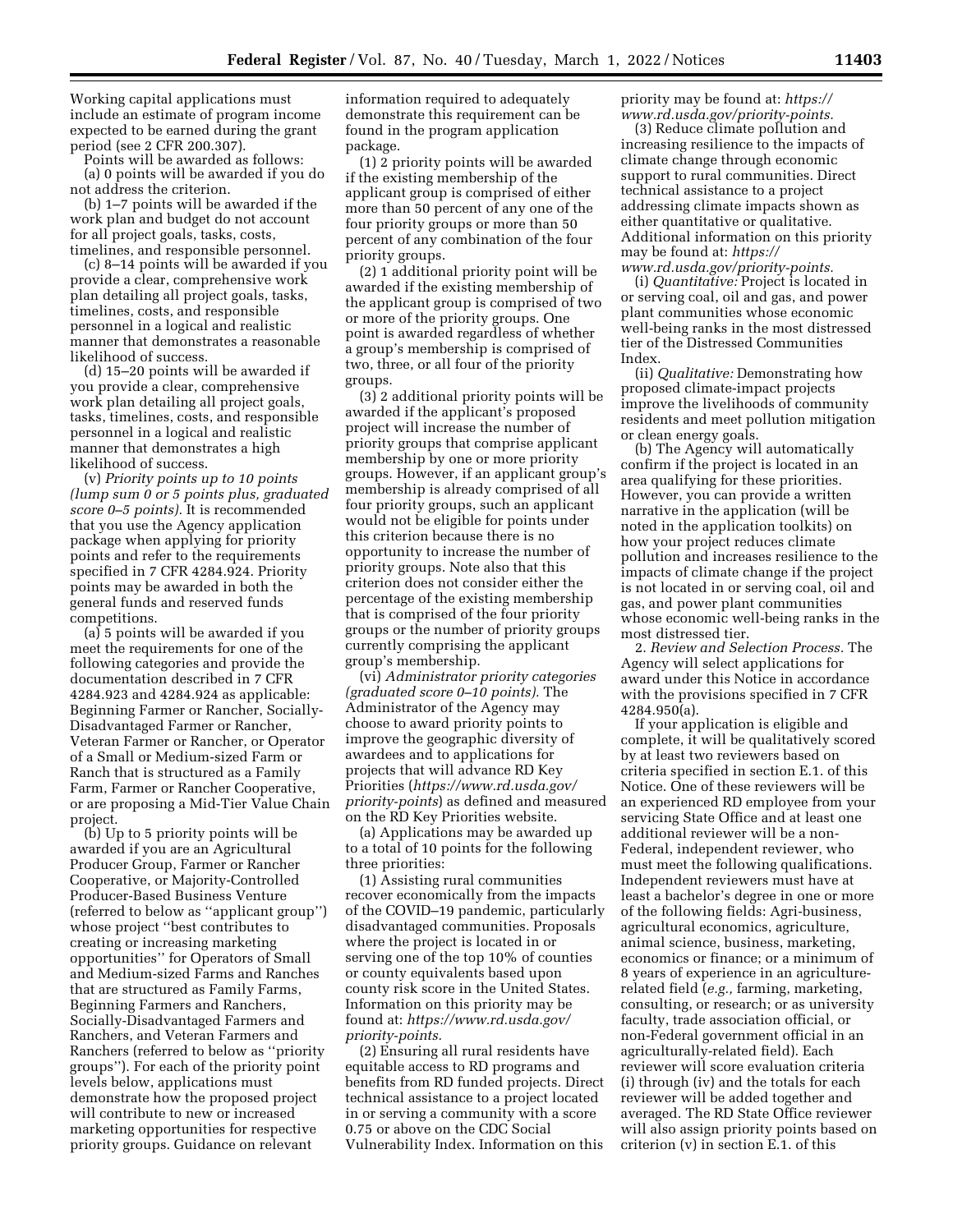Working capital applications must include an estimate of program income expected to be earned during the grant period (see 2 CFR 200.307).

Points will be awarded as follows:

(a) 0 points will be awarded if you do not address the criterion.

(b) 1–7 points will be awarded if the work plan and budget do not account for all project goals, tasks, costs, timelines, and responsible personnel.

(c) 8–14 points will be awarded if you provide a clear, comprehensive work plan detailing all project goals, tasks, timelines, costs, and responsible personnel in a logical and realistic manner that demonstrates a reasonable likelihood of success.

(d) 15–20 points will be awarded if you provide a clear, comprehensive work plan detailing all project goals, tasks, timelines, costs, and responsible personnel in a logical and realistic manner that demonstrates a high likelihood of success.

(v) *Priority points up to 10 points (lump sum 0 or 5 points plus, graduated score 0–5 points).* It is recommended that you use the Agency application package when applying for priority points and refer to the requirements specified in 7 CFR 4284.924. Priority points may be awarded in both the general funds and reserved funds competitions.

(a) 5 points will be awarded if you meet the requirements for one of the following categories and provide the documentation described in 7 CFR 4284.923 and 4284.924 as applicable: Beginning Farmer or Rancher, Socially-Disadvantaged Farmer or Rancher, Veteran Farmer or Rancher, or Operator of a Small or Medium-sized Farm or Ranch that is structured as a Family Farm, Farmer or Rancher Cooperative, or are proposing a Mid-Tier Value Chain project.

(b) Up to 5 priority points will be awarded if you are an Agricultural Producer Group, Farmer or Rancher Cooperative, or Majority-Controlled Producer-Based Business Venture (referred to below as "applicant group") whose project "best contributes to creating or increasing marketing opportunities" for Operators of Small and Medium-sized Farms and Ranches that are structured as Family Farms, Beginning Farmers and Ranchers, Socially-Disadvantaged Farmers and Ranchers, and Veteran Farmers and Ranchers (referred to below as "priority groups"). For each of the priority point levels below, applications must demonstrate how the proposed project will contribute to new or increased marketing opportunities for respective priority groups. Guidance on relevant information required to adequately demonstrate this requirement can be found in the program application package.

(1) 2 priority points will be awarded if the existing membership of the applicant group is comprised of either more than 50 percent of any one of the four priority groups or more than 50 percent of any combination of the four priority groups.

(2) 1 additional priority point will be awarded if the existing membership of the applicant group is comprised of two or more of the priority groups. One point is awarded regardless of whether a group's membership is comprised of two, three, or all four of the priority groups.

(3) 2 additional priority points will be awarded if the applicant's proposed project will increase the number of priority groups that comprise applicant membership by one or more priority groups. However, if an applicant group's membership is already comprised of all four priority groups, such an applicant would not be eligible for points under this criterion because there is no opportunity to increase the number of priority groups. Note also that this criterion does not consider either the percentage of the existing membership that is comprised of the four priority groups or the number of priority groups currently comprising the applicant group's membership.

(vi) *Administrator priority categories (graduated score 0–10 points).* The Administrator of the Agency may choose to award priority points to improve the geographic diversity of awardees and to applications for projects that will advance RD Key Priorities (*https://www.rd.usda.gov/priority-points*) as defined and measured on the RD Key Priorities website.

(a) Applications may be awarded up to a total of 10 points for the following three priorities:

(1) Assisting rural communities recover economically from the impacts of the COVID–19 pandemic, particularly disadvantaged communities. Proposals where the project is located in or serving one of the top 10% of counties or county equivalents based upon county risk score in the United States. Information on this priority may be found at: *https://www.rd.usda.gov/priority-points.*

(2) Ensuring all rural residents have equitable access to RD programs and benefits from RD funded projects. Direct technical assistance to a project located in or serving a community with a score 0.75 or above on the CDC Social Vulnerability Index. Information on this priority may be found at: *https://www.rd.usda.gov/priority-points.*

(3) Reduce climate pollution and increasing resilience to the impacts of climate change through economic support to rural communities. Direct technical assistance to a project addressing climate impacts shown as either quantitative or qualitative. Additional information on this priority may be found at: *https://www.rd.usda.gov/priority-points.*

(i) *Quantitative:* Project is located in or serving coal, oil and gas, and power plant communities whose economic well-being ranks in the most distressed tier of the Distressed Communities Index.

(ii) *Qualitative:* Demonstrating how proposed climate-impact projects improve the livelihoods of community residents and meet pollution mitigation or clean energy goals.

(b) The Agency will automatically confirm if the project is located in an area qualifying for these priorities. However, you can provide a written narrative in the application (will be noted in the application toolkits) on how your project reduces climate pollution and increases resilience to the impacts of climate change if the project is not located in or serving coal, oil and gas, and power plant communities whose economic well-being ranks in the most distressed tier.

2. *Review and Selection Process.* The Agency will select applications for award under this Notice in accordance with the provisions specified in 7 CFR 4284.950(a).

If your application is eligible and complete, it will be qualitatively scored by at least two reviewers based on criteria specified in section E.1. of this Notice. One of these reviewers will be an experienced RD employee from your servicing State Office and at least one additional reviewer will be a non-Federal, independent reviewer, who must meet the following qualifications. Independent reviewers must have at least a bachelor's degree in one or more of the following fields: Agri-business, agricultural economics, agriculture, animal science, business, marketing, economics or finance; or a minimum of 8 years of experience in an agriculture-related field (*e.g.,* farming, marketing, consulting, or research; or as university faculty, trade association official, or non-Federal government official in an agriculturally-related field). Each reviewer will score evaluation criteria (i) through (iv) and the totals for each reviewer will be added together and averaged. The RD State Office reviewer will also assign priority points based on criterion (v) in section E.1. of this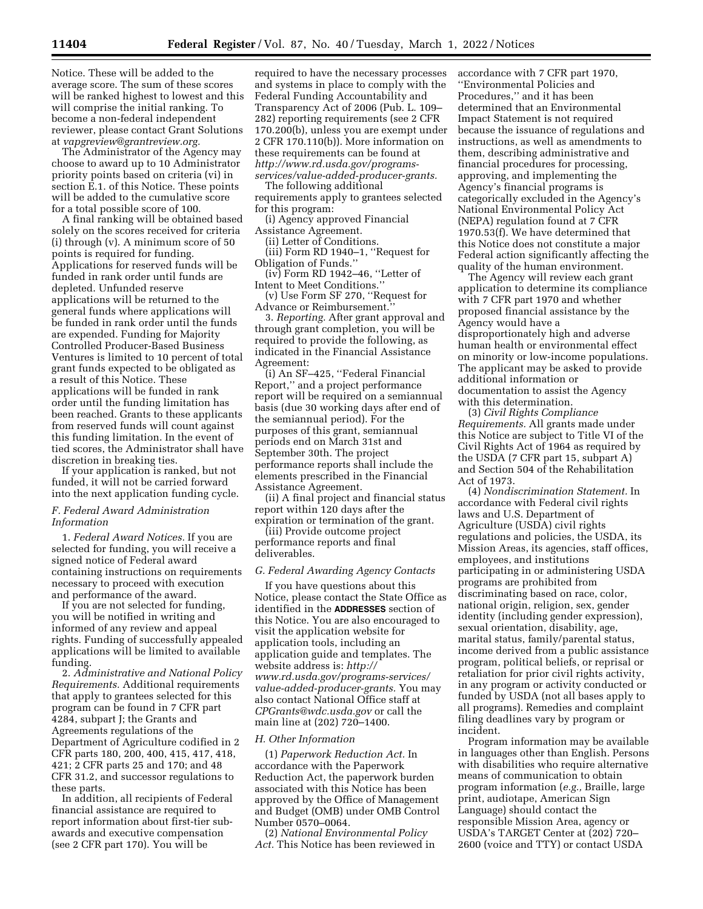Notice. These will be added to the average score. The sum of these scores will be ranked highest to lowest and this will comprise the initial ranking. To become a non-federal independent reviewer, please contact Grant Solutions at *vapgreview@grantreview.org.*

The Administrator of the Agency may choose to award up to 10 Administrator priority points based on criteria (vi) in section E.1. of this Notice. These points will be added to the cumulative score for a total possible score of 100.

A final ranking will be obtained based solely on the scores received for criteria (i) through (v). A minimum score of 50 points is required for funding. Applications for reserved funds will be funded in rank order until funds are depleted. Unfunded reserve applications will be returned to the general funds where applications will be funded in rank order until the funds are expended. Funding for Majority Controlled Producer-Based Business Ventures is limited to 10 percent of total grant funds expected to be obligated as a result of this Notice. These applications will be funded in rank order until the funding limitation has been reached. Grants to these applicants from reserved funds will count against this funding limitation. In the event of tied scores, the Administrator shall have discretion in breaking ties.

If your application is ranked, but not funded, it will not be carried forward into the next application funding cycle.

### F. Federal Award Administration Information

1. *Federal Award Notices.* If you are selected for funding, you will receive a signed notice of Federal award containing instructions on requirements necessary to proceed with execution and performance of the award.

If you are not selected for funding, you will be notified in writing and informed of any review and appeal rights. Funding of successfully appealed applications will be limited to available funding.

2. *Administrative and National Policy Requirements.* Additional requirements that apply to grantees selected for this program can be found in 7 CFR part 4284, subpart J; the Grants and Agreements regulations of the Department of Agriculture codified in 2 CFR parts 180, 200, 400, 415, 417, 418, 421; 2 CFR parts 25 and 170; and 48 CFR 31.2, and successor regulations to these parts.

In addition, all recipients of Federal financial assistance are required to report information about first-tier sub-awards and executive compensation (see 2 CFR part 170). You will be required to have the necessary processes and systems in place to comply with the Federal Funding Accountability and Transparency Act of 2006 (Pub. L. 109–282) reporting requirements (see 2 CFR 170.200(b), unless you are exempt under 2 CFR 170.110(b)). More information on these requirements can be found at *http://www.rd.usda.gov/programs-services/value-added-producer-grants.*

The following additional requirements apply to grantees selected for this program:

(i) Agency approved Financial Assistance Agreement.

(ii) Letter of Conditions.

(iii) Form RD 1940–1, ''Request for Obligation of Funds.''

(iv) Form RD 1942–46, ''Letter of Intent to Meet Conditions.''

(v) Use Form SF 270, ''Request for Advance or Reimbursement.''

3. *Reporting.* After grant approval and through grant completion, you will be required to provide the following, as indicated in the Financial Assistance Agreement:

(i) An SF–425, ''Federal Financial Report,'' and a project performance report will be required on a semiannual basis (due 30 working days after end of the semiannual period). For the purposes of this grant, semiannual periods end on March 31st and September 30th. The project performance reports shall include the elements prescribed in the Financial Assistance Agreement.

(ii) A final project and financial status report within 120 days after the expiration or termination of the grant.

(iii) Provide outcome project performance reports and final deliverables.

### G. Federal Awarding Agency Contacts

If you have questions about this Notice, please contact the State Office as identified in the **ADDRESSES** section of this Notice. You are also encouraged to visit the application website for application tools, including an application guide and templates. The website address is: *http://www.rd.usda.gov/programs-services/value-added-producer-grants.* You may also contact National Office staff at *CPGrants@wdc.usda.gov* or call the main line at (202) 720–1400.

### H. Other Information

(1) *Paperwork Reduction Act.* In accordance with the Paperwork Reduction Act, the paperwork burden associated with this Notice has been approved by the Office of Management and Budget (OMB) under OMB Control Number 0570–0064.

(2) *National Environmental Policy Act.* This Notice has been reviewed in accordance with 7 CFR part 1970, ''Environmental Policies and Procedures,'' and it has been determined that an Environmental Impact Statement is not required because the issuance of regulations and instructions, as well as amendments to them, describing administrative and financial procedures for processing, approving, and implementing the Agency's financial programs is categorically excluded in the Agency's National Environmental Policy Act (NEPA) regulation found at 7 CFR 1970.53(f). We have determined that this Notice does not constitute a major Federal action significantly affecting the quality of the human environment.

The Agency will review each grant application to determine its compliance with 7 CFR part 1970 and whether proposed financial assistance by the Agency would have a disproportionately high and adverse human health or environmental effect on minority or low-income populations. The applicant may be asked to provide additional information or documentation to assist the Agency with this determination.

(3) *Civil Rights Compliance Requirements.* All grants made under this Notice are subject to Title VI of the Civil Rights Act of 1964 as required by the USDA (7 CFR part 15, subpart A) and Section 504 of the Rehabilitation Act of 1973.

(4) *Nondiscrimination Statement.* In accordance with Federal civil rights laws and U.S. Department of Agriculture (USDA) civil rights regulations and policies, the USDA, its Mission Areas, its agencies, staff offices, employees, and institutions participating in or administering USDA programs are prohibited from discriminating based on race, color, national origin, religion, sex, gender identity (including gender expression), sexual orientation, disability, age, marital status, family/parental status, income derived from a public assistance program, political beliefs, or reprisal or retaliation for prior civil rights activity, in any program or activity conducted or funded by USDA (not all bases apply to all programs). Remedies and complaint filing deadlines vary by program or incident.

Program information may be available in languages other than English. Persons with disabilities who require alternative means of communication to obtain program information (*e.g.,* Braille, large print, audiotape, American Sign Language) should contact the responsible Mission Area, agency or USDA's TARGET Center at (202) 720–2600 (voice and TTY) or contact USDA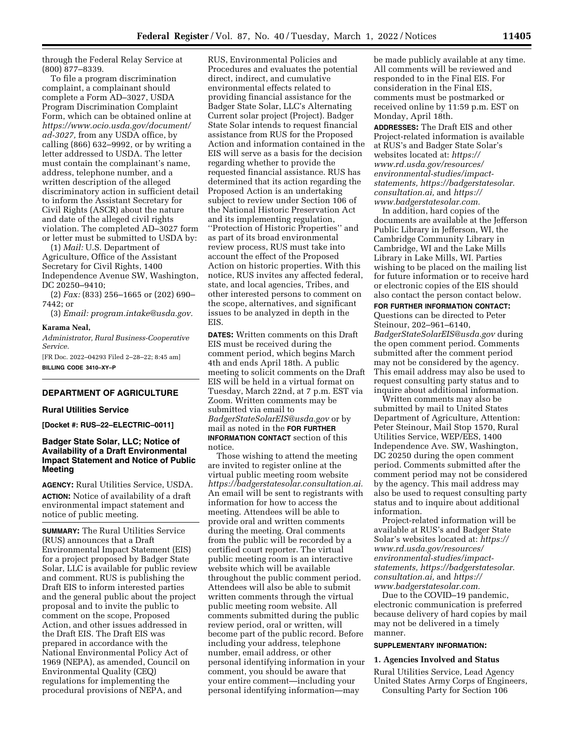through the Federal Relay Service at (800) 877–8339.

To file a program discrimination complaint, a complainant should complete a Form AD–3027, USDA Program Discrimination Complaint Form, which can be obtained online at *https://www.ocio.usda.gov/document/ad-3027,* from any USDA office, by calling (866) 632–9992, or by writing a letter addressed to USDA. The letter must contain the complainant's name, address, telephone number, and a written description of the alleged discriminatory action in sufficient detail to inform the Assistant Secretary for Civil Rights (ASCR) about the nature and date of the alleged civil rights violation. The completed AD–3027 form or letter must be submitted to USDA by:

(1) *Mail:* U.S. Department of Agriculture, Office of the Assistant Secretary for Civil Rights, 1400 Independence Avenue SW, Washington, DC 20250–9410;

(2) *Fax:* (833) 256–1665 or (202) 690–7442; or

(3) *Email: program.intake@usda.gov.*

**Karama Neal,**

*Administrator, Rural Business-Cooperative Service.*

[FR Doc. 2022–04293 Filed 2–28–22; 8:45 am]

**BILLING CODE 3410–XY–P**

## DEPARTMENT OF AGRICULTURE

### Rural Utilities Service

**[Docket #: RUS–22–ELECTRIC–0011]**

### Badger State Solar, LLC; Notice of Availability of a Draft Environmental Impact Statement and Notice of Public Meeting

**AGENCY:** Rural Utilities Service, USDA.

**ACTION:** Notice of availability of a draft environmental impact statement and notice of public meeting.

**SUMMARY:** The Rural Utilities Service (RUS) announces that a Draft Environmental Impact Statement (EIS) for a project proposed by Badger State Solar, LLC is available for public review and comment. RUS is publishing the Draft EIS to inform interested parties and the general public about the project proposal and to invite the public to comment on the scope, Proposed Action, and other issues addressed in the Draft EIS. The Draft EIS was prepared in accordance with the National Environmental Policy Act of 1969 (NEPA), as amended, Council on Environmental Quality (CEQ) regulations for implementing the procedural provisions of NEPA, and RUS, Environmental Policies and Procedures and evaluates the potential direct, indirect, and cumulative environmental effects related to providing financial assistance for the Badger State Solar, LLC's Alternating Current solar project (Project). Badger State Solar intends to request financial assistance from RUS for the Proposed Action and information contained in the EIS will serve as a basis for the decision regarding whether to provide the requested financial assistance. RUS has determined that its action regarding the Proposed Action is an undertaking subject to review under Section 106 of the National Historic Preservation Act and its implementing regulation, ''Protection of Historic Properties'' and as part of its broad environmental review process, RUS must take into account the effect of the Proposed Action on historic properties. With this notice, RUS invites any affected federal, state, and local agencies, Tribes, and other interested persons to comment on the scope, alternatives, and significant issues to be analyzed in depth in the EIS.

**DATES:** Written comments on this Draft EIS must be received during the comment period, which begins March 4th and ends April 18th. A public meeting to solicit comments on the Draft EIS will be held in a virtual format on Tuesday, March 22nd, at 7 p.m. EST via Zoom. Written comments may be submitted via email to *BadgerStateSolarEIS@usda.gov* or by mail as noted in the **FOR FURTHER INFORMATION CONTACT** section of this notice.

Those wishing to attend the meeting are invited to register online at the virtual public meeting room website *https://badgerstatesolar.consultation.ai.* An email will be sent to registrants with information for how to access the meeting. Attendees will be able to provide oral and written comments during the meeting. Oral comments from the public will be recorded by a certified court reporter. The virtual public meeting room is an interactive website which will be available throughout the public comment period. Attendees will also be able to submit written comments through the virtual public meeting room website. All comments submitted during the public review period, oral or written, will become part of the public record. Before including your address, telephone number, email address, or other personal identifying information in your comment, you should be aware that your entire comment—including your personal identifying information—may be made publicly available at any time. All comments will be reviewed and responded to in the Final EIS. For consideration in the Final EIS, comments must be postmarked or received online by 11:59 p.m. EST on Monday, April 18th.

**ADDRESSES:** The Draft EIS and other Project-related information is available at RUS's and Badger State Solar's websites located at: *https://www.rd.usda.gov/resources/environmental-studies/impact-statements, https://badgerstatesolar.consultation.ai,* and *https://www.badgerstatesolar.com.*

In addition, hard copies of the documents are available at the Jefferson Public Library in Jefferson, WI, the Cambridge Community Library in Cambridge, WI and the Lake Mills Library in Lake Mills, WI. Parties wishing to be placed on the mailing list for future information or to receive hard or electronic copies of the EIS should also contact the person contact below.

**FOR FURTHER INFORMATION CONTACT:** Questions can be directed to Peter Steinour, 202–961–6140, *BadgerStateSolarEIS@usda.gov* during the open comment period. Comments submitted after the comment period may not be considered by the agency. This email address may also be used to request consulting party status and to inquire about additional information.

Written comments may also be submitted by mail to United States Department of Agriculture, Attention: Peter Steinour, Mail Stop 1570, Rural Utilities Service, WEP/EES, 1400 Independence Ave. SW, Washington, DC 20250 during the open comment period. Comments submitted after the comment period may not be considered by the agency. This mail address may also be used to request consulting party status and to inquire about additional information.

Project-related information will be available at RUS's and Badger State Solar's websites located at: *https://www.rd.usda.gov/resources/environmental-studies/impact-statements, https://badgerstatesolar.consultation.ai,* and *https://www.badgerstatesolar.com.*

Due to the COVID–19 pandemic, electronic communication is preferred because delivery of hard copies by mail may not be delivered in a timely manner.

**SUPPLEMENTARY INFORMATION:**

**1. Agencies Involved and Status**

Rural Utilities Service, Lead Agency

United States Army Corps of Engineers, Consulting Party for Section 106